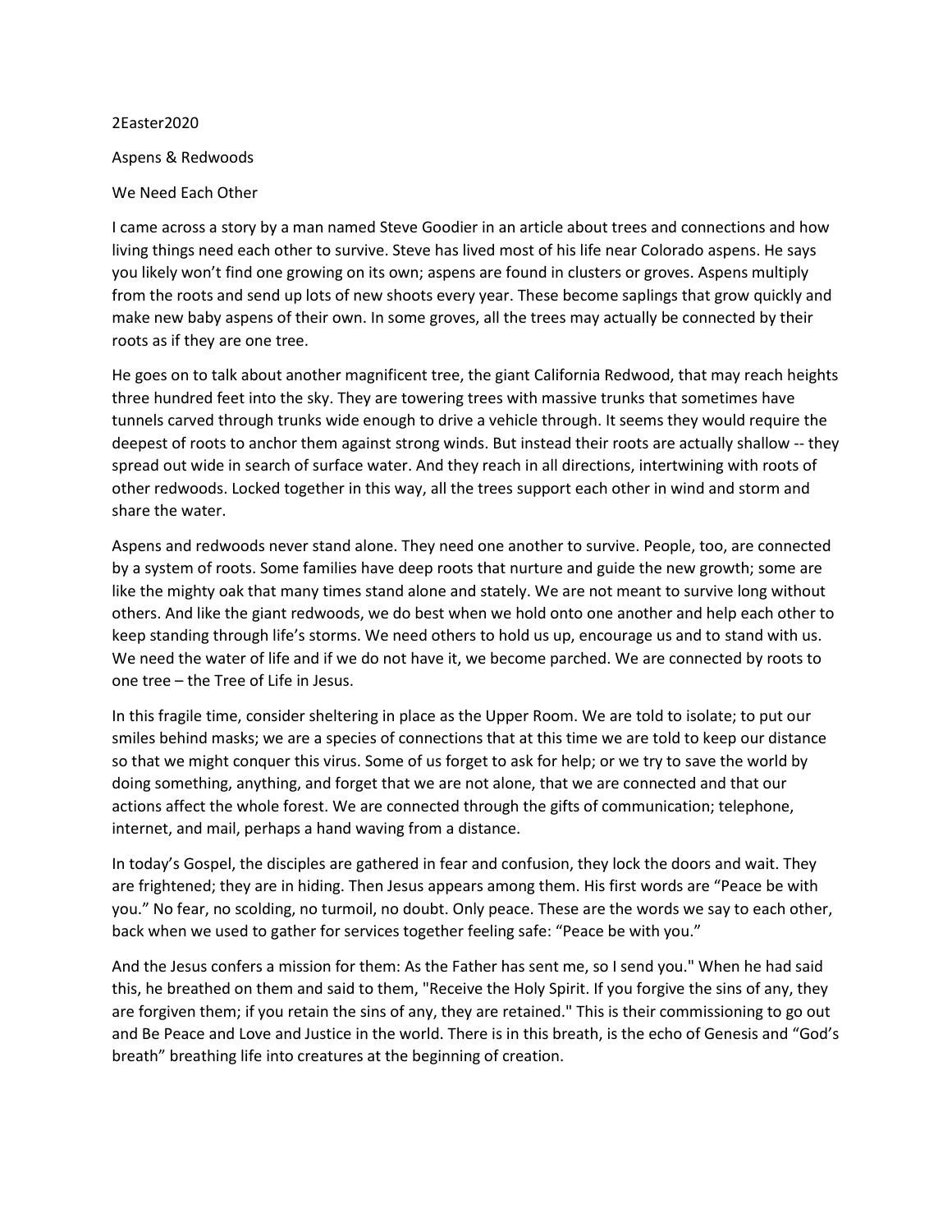2Easter2020

Aspens & Redwoods

We Need Each Other

I came across a story by a man named Steve Goodier in an article about trees and connections and how living things need each other to survive. Steve has lived most of his life near Colorado aspens. He says you likely won't find one growing on its own; aspens are found in clusters or groves. Aspens multiply from the roots and send up lots of new shoots every year. These become saplings that grow quickly and make new baby aspens of their own. In some groves, all the trees may actually be connected by their roots as if they are one tree.

He goes on to talk about another magnificent tree, the giant California Redwood, that may reach heights three hundred feet into the sky. They are towering trees with massive trunks that sometimes have tunnels carved through trunks wide enough to drive a vehicle through. It seems they would require the deepest of roots to anchor them against strong winds. But instead their roots are actually shallow -- they spread out wide in search of surface water. And they reach in all directions, intertwining with roots of other redwoods. Locked together in this way, all the trees support each other in wind and storm and share the water.

Aspens and redwoods never stand alone. They need one another to survive. People, too, are connected by a system of roots. Some families have deep roots that nurture and guide the new growth; some are like the mighty oak that many times stand alone and stately. We are not meant to survive long without others. And like the giant redwoods, we do best when we hold onto one another and help each other to keep standing through life's storms. We need others to hold us up, encourage us and to stand with us. We need the water of life and if we do not have it, we become parched. We are connected by roots to one tree – the Tree of Life in Jesus.

In this fragile time, consider sheltering in place as the Upper Room. We are told to isolate; to put our smiles behind masks; we are a species of connections that at this time we are told to keep our distance so that we might conquer this virus. Some of us forget to ask for help; or we try to save the world by doing something, anything, and forget that we are not alone, that we are connected and that our actions affect the whole forest. We are connected through the gifts of communication; telephone, internet, and mail, perhaps a hand waving from a distance.

In today's Gospel, the disciples are gathered in fear and confusion, they lock the doors and wait. They are frightened; they are in hiding. Then Jesus appears among them. His first words are "Peace be with you." No fear, no scolding, no turmoil, no doubt. Only peace. These are the words we say to each other, back when we used to gather for services together feeling safe: "Peace be with you."

And the Jesus confers a mission for them: As the Father has sent me, so I send you." When he had said this, he breathed on them and said to them, "Receive the Holy Spirit. If you forgive the sins of any, they are forgiven them; if you retain the sins of any, they are retained." This is their commissioning to go out and Be Peace and Love and Justice in the world. There is in this breath, is the echo of Genesis and "God's breath" breathing life into creatures at the beginning of creation.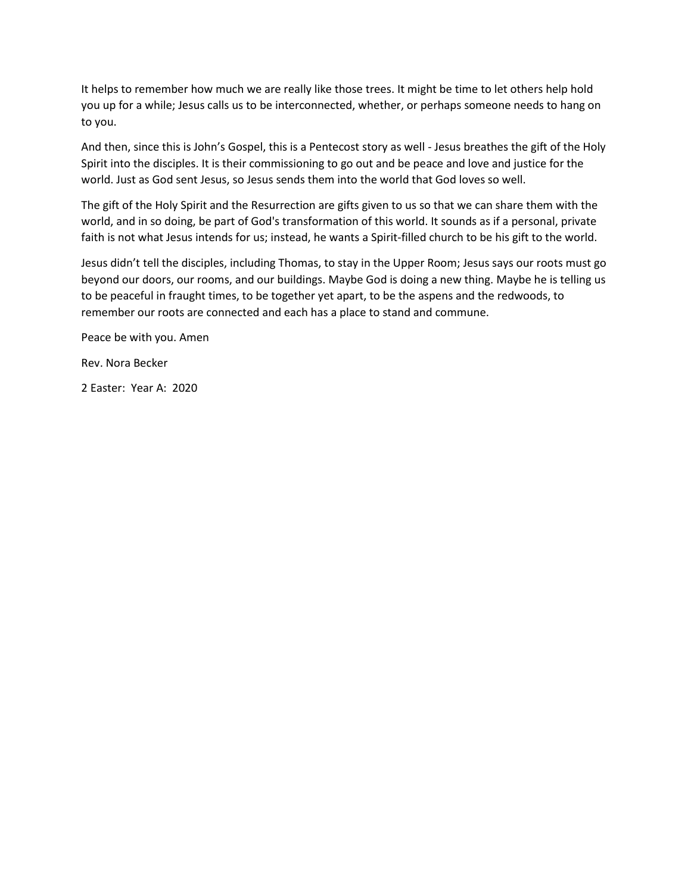It helps to remember how much we are really like those trees. It might be time to let others help hold you up for a while; Jesus calls us to be interconnected, whether, or perhaps someone needs to hang on to you.

And then, since this is John's Gospel, this is a Pentecost story as well - Jesus breathes the gift of the Holy Spirit into the disciples. It is their commissioning to go out and be peace and love and justice for the world. Just as God sent Jesus, so Jesus sends them into the world that God loves so well.

The gift of the Holy Spirit and the Resurrection are gifts given to us so that we can share them with the world, and in so doing, be part of God's transformation of this world. It sounds as if a personal, private faith is not what Jesus intends for us; instead, he wants a Spirit-filled church to be his gift to the world.

Jesus didn't tell the disciples, including Thomas, to stay in the Upper Room; Jesus says our roots must go beyond our doors, our rooms, and our buildings. Maybe God is doing a new thing. Maybe he is telling us to be peaceful in fraught times, to be together yet apart, to be the aspens and the redwoods, to remember our roots are connected and each has a place to stand and commune.

Peace be with you. Amen

Rev. Nora Becker

2 Easter: Year A: 2020